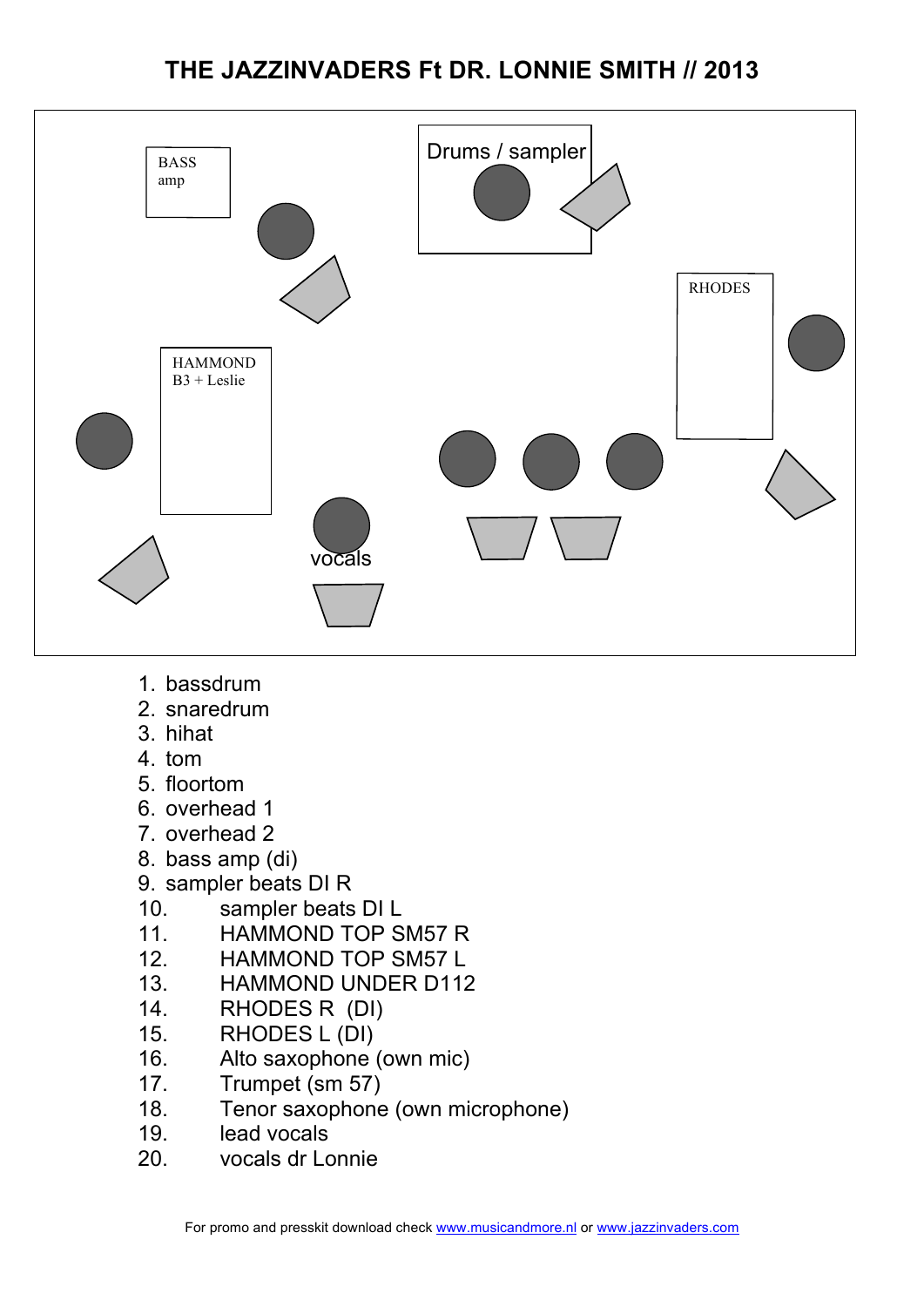# THE JAZZINVADERS Ft DR. LONNIE SMITH // 2013

BASS amp

Drums / sampler

RHODES

HAMMOND B3 + Leslie

vocals

1. bassdrum
2. snaredrum
3. hihat
4. tom
5. floortom
6. overhead 1
7. overhead 2
8. bass amp (di)
9. sampler beats DI R
10. sampler beats DI L
11. HAMMOND TOP SM57 R
12. HAMMOND TOP SM57 L
13. HAMMOND UNDER D112
14. RHODES R (DI)
15. RHODES L (DI)
16. Alto saxophone (own mic)
17. Trumpet (sm 57)
18. Tenor saxophone (own microphone)
19. lead vocals
20. vocals dr Lonnie

For promo and presskit download check www.musicandmore.nl or www.jazzinvaders.com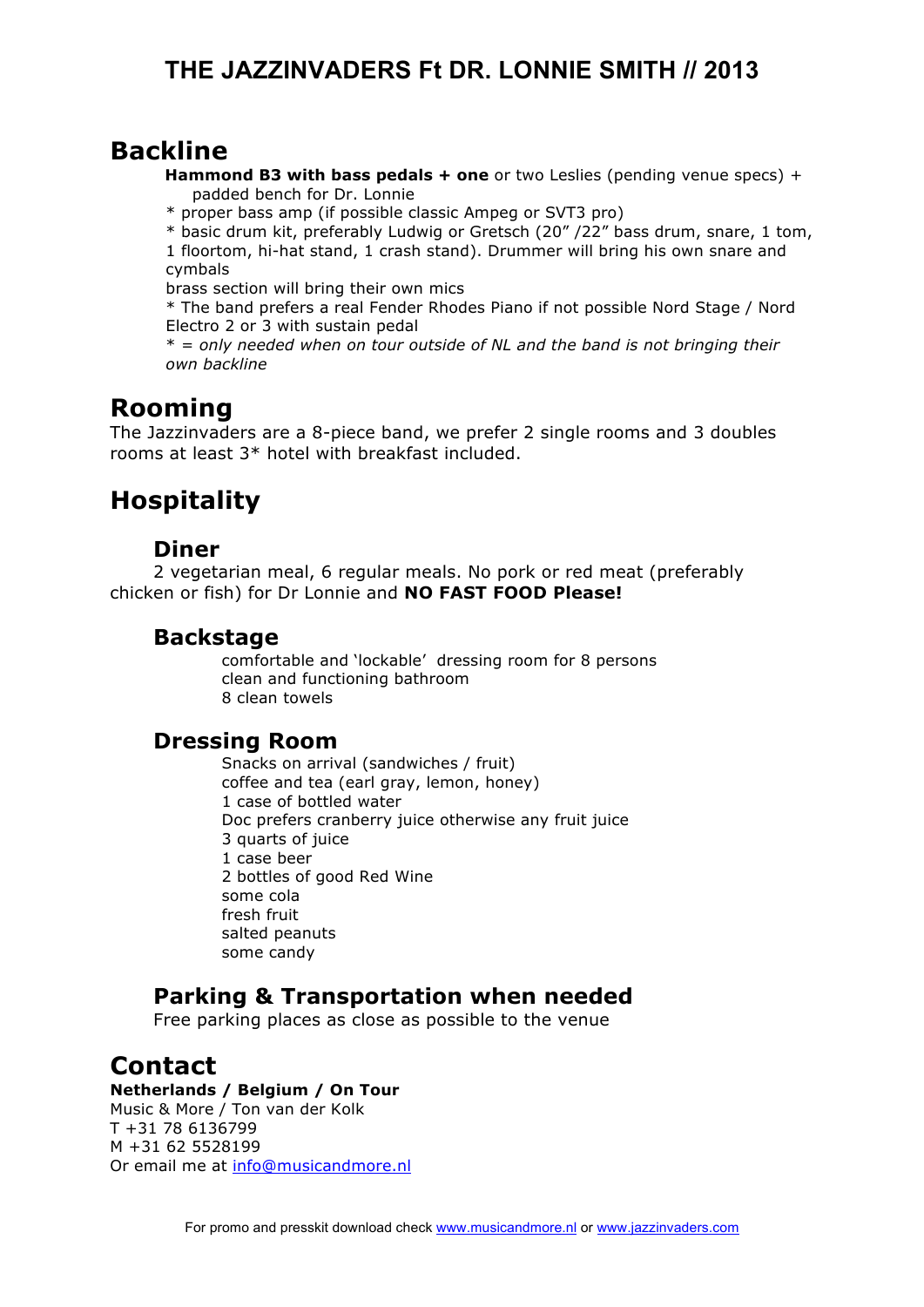# THE JAZZINVADERS Ft DR. LONNIE SMITH // 2013

## Backline

**Hammond B3 with bass pedals + one** or two Leslies (pending venue specs) + padded bench for Dr. Lonnie

* proper bass amp (if possible classic Ampeg or SVT3 pro)

* basic drum kit, preferably Ludwig or Gretsch (20" /22" bass drum, snare, 1 tom, 1 floortom, hi-hat stand, 1 crash stand). Drummer will bring his own snare and cymbals

brass section will bring their own mics

* The band prefers a real Fender Rhodes Piano if not possible Nord Stage / Nord Electro 2 or 3 with sustain pedal

*\* = only needed when on tour outside of NL and the band is not bringing their own backline*

## Rooming

The Jazzinvaders are a 8-piece band, we prefer 2 single rooms and 3 doubles rooms at least 3* hotel with breakfast included.

## Hospitality

### Diner

2 vegetarian meal, 6 regular meals. No pork or red meat (preferably chicken or fish) for Dr Lonnie and **NO FAST FOOD Please!**

### Backstage

comfortable and 'lockable' dressing room for 8 persons
clean and functioning bathroom
8 clean towels

### Dressing Room

Snacks on arrival (sandwiches / fruit)
coffee and tea (earl gray, lemon, honey)
1 case of bottled water
Doc prefers cranberry juice otherwise any fruit juice
3 quarts of juice
1 case beer
2 bottles of good Red Wine
some cola
fresh fruit
salted peanuts
some candy

### Parking & Transportation when needed

Free parking places as close as possible to the venue

## Contact

**Netherlands / Belgium / On Tour**
Music & More / Ton van der Kolk
T +31 78 6136799
M +31 62 5528199
Or email me at info@musicandmore.nl

For promo and presskit download check www.musicandmore.nl or www.jazzinvaders.com